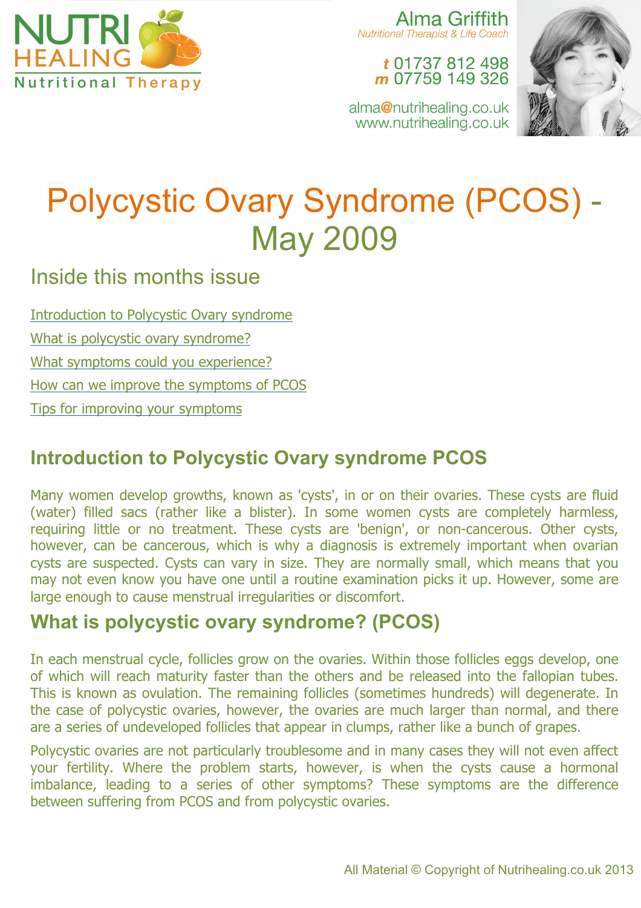NUTRI HEALING

Nutritional Therapy

Alma Griffith

*Nutritional Therapist & Life Coach*

*t* 01737 812 498

*m* 07759 149 326

alma@nutrihealing.co.uk

www.nutrihealing.co.uk

# Polycystic Ovary Syndrome (PCOS) - May 2009

## Inside this months issue

- Introduction to Polycystic Ovary syndrome
- What is polycystic ovary syndrome?
- What symptoms could you experience?
- How can we improve the symptoms of PCOS
- Tips for improving your symptoms

## Introduction to Polycystic Ovary syndrome PCOS

Many women develop growths, known as 'cysts', in or on their ovaries. These cysts are fluid (water) filled sacs (rather like a blister). In some women cysts are completely harmless, requiring little or no treatment. These cysts are 'benign', or non-cancerous. Other cysts, however, can be cancerous, which is why a diagnosis is extremely important when ovarian cysts are suspected. Cysts can vary in size. They are normally small, which means that you may not even know you have one until a routine examination picks it up. However, some are large enough to cause menstrual irregularities or discomfort.

## What is polycystic ovary syndrome? (PCOS)

In each menstrual cycle, follicles grow on the ovaries. Within those follicles eggs develop, one of which will reach maturity faster than the others and be released into the fallopian tubes. This is known as ovulation. The remaining follicles (sometimes hundreds) will degenerate. In the case of polycystic ovaries, however, the ovaries are much larger than normal, and there are a series of undeveloped follicles that appear in clumps, rather like a bunch of grapes.

Polycystic ovaries are not particularly troublesome and in many cases they will not even affect your fertility. Where the problem starts, however, is when the cysts cause a hormonal imbalance, leading to a series of other symptoms? These symptoms are the difference between suffering from PCOS and from polycystic ovaries.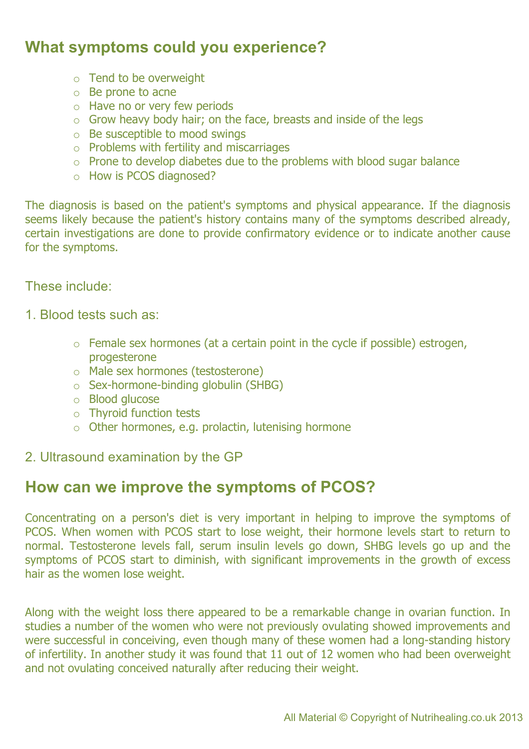## What symptoms could you experience?

- Tend to be overweight
- Be prone to acne
- Have no or very few periods
- Grow heavy body hair; on the face, breasts and inside of the legs
- Be susceptible to mood swings
- Problems with fertility and miscarriages
- Prone to develop diabetes due to the problems with blood sugar balance
- How is PCOS diagnosed?

The diagnosis is based on the patient's symptoms and physical appearance. If the diagnosis seems likely because the patient's history contains many of the symptoms described already, certain investigations are done to provide confirmatory evidence or to indicate another cause for the symptoms.

These include:

1. Blood tests such as:

   - Female sex hormones (at a certain point in the cycle if possible) estrogen, progesterone
   - Male sex hormones (testosterone)
   - Sex-hormone-binding globulin (SHBG)
   - Blood glucose
   - Thyroid function tests
   - Other hormones, e.g. prolactin, lutenising hormone

2. Ultrasound examination by the GP

## How can we improve the symptoms of PCOS?

Concentrating on a person's diet is very important in helping to improve the symptoms of PCOS. When women with PCOS start to lose weight, their hormone levels start to return to normal. Testosterone levels fall, serum insulin levels go down, SHBG levels go up and the symptoms of PCOS start to diminish, with significant improvements in the growth of excess hair as the women lose weight.

Along with the weight loss there appeared to be a remarkable change in ovarian function. In studies a number of the women who were not previously ovulating showed improvements and were successful in conceiving, even though many of these women had a long-standing history of infertility. In another study it was found that 11 out of 12 women who had been overweight and not ovulating conceived naturally after reducing their weight.

All Material © Copyright of Nutrihealing.co.uk 2013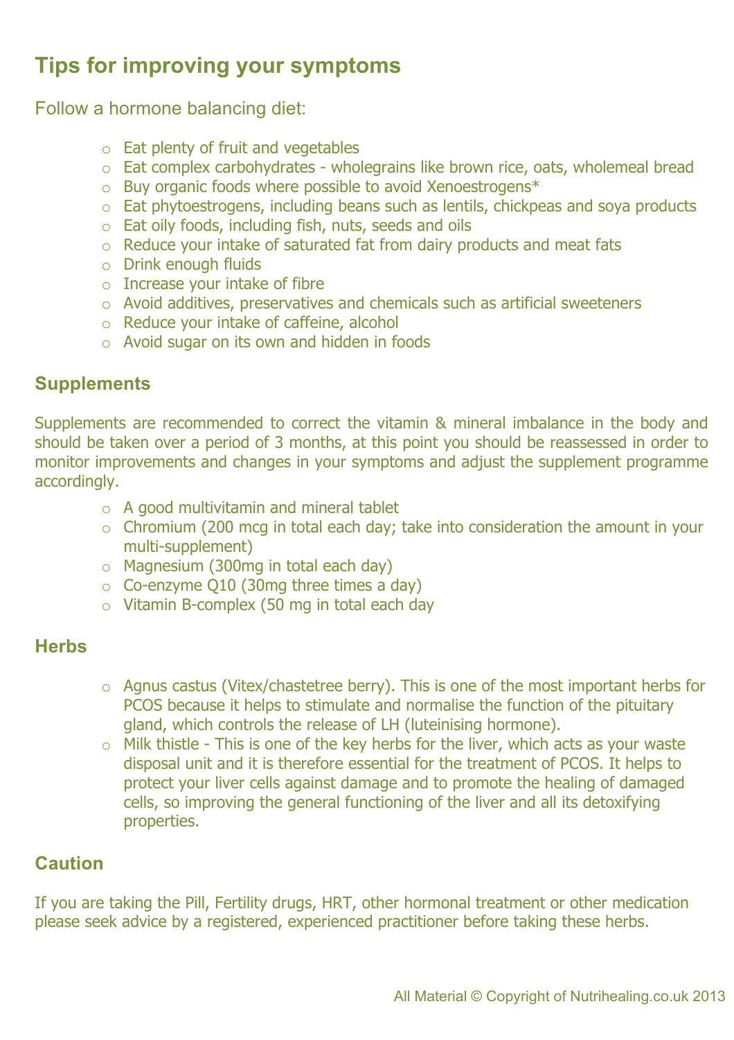## Tips for improving your symptoms

Follow a hormone balancing diet:

- Eat plenty of fruit and vegetables
- Eat complex carbohydrates - wholegrains like brown rice, oats, wholemeal bread
- Buy organic foods where possible to avoid Xenoestrogens*
- Eat phytoestrogens, including beans such as lentils, chickpeas and soya products
- Eat oily foods, including fish, nuts, seeds and oils
- Reduce your intake of saturated fat from dairy products and meat fats
- Drink enough fluids
- Increase your intake of fibre
- Avoid additives, preservatives and chemicals such as artificial sweeteners
- Reduce your intake of caffeine, alcohol
- Avoid sugar on its own and hidden in foods

### Supplements

Supplements are recommended to correct the vitamin & mineral imbalance in the body and should be taken over a period of 3 months, at this point you should be reassessed in order to monitor improvements and changes in your symptoms and adjust the supplement programme accordingly.

- A good multivitamin and mineral tablet
- Chromium (200 mcg in total each day; take into consideration the amount in your multi-supplement)
- Magnesium (300mg in total each day)
- Co-enzyme Q10 (30mg three times a day)
- Vitamin B-complex (50 mg in total each day

### Herbs

- Agnus castus (Vitex/chastetree berry). This is one of the most important herbs for PCOS because it helps to stimulate and normalise the function of the pituitary gland, which controls the release of LH (luteinising hormone).
- Milk thistle - This is one of the key herbs for the liver, which acts as your waste disposal unit and it is therefore essential for the treatment of PCOS. It helps to protect your liver cells against damage and to promote the healing of damaged cells, so improving the general functioning of the liver and all its detoxifying properties.

### Caution

If you are taking the Pill, Fertility drugs, HRT, other hormonal treatment or other medication please seek advice by a registered, experienced practitioner before taking these herbs.

All Material © Copyright of Nutrihealing.co.uk 2013